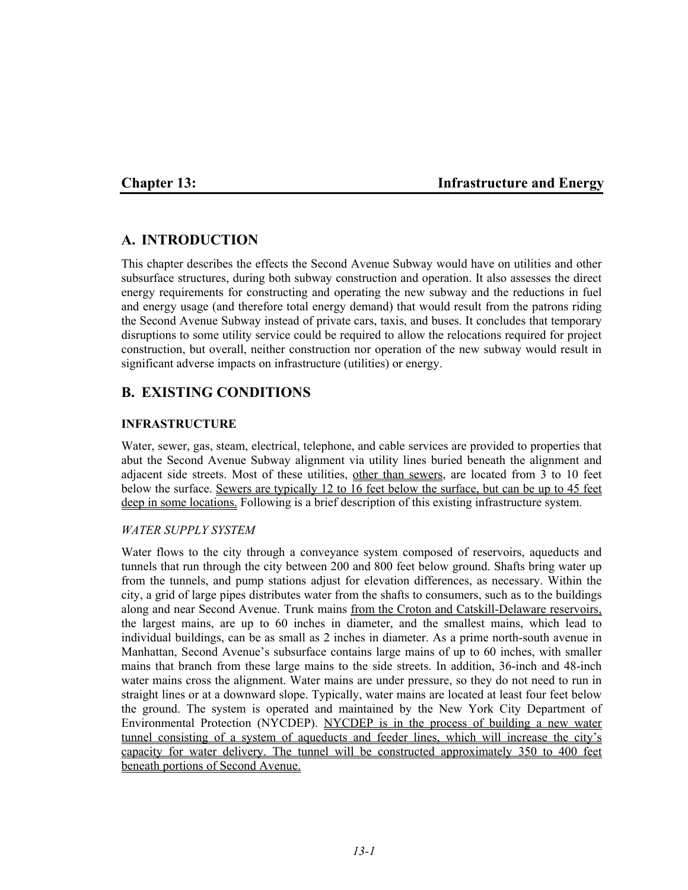# Chapter 13: Infrastructure and Energy

## A. INTRODUCTION

This chapter describes the effects the Second Avenue Subway would have on utilities and other subsurface structures, during both subway construction and operation. It also assesses the direct energy requirements for constructing and operating the new subway and the reductions in fuel and energy usage (and therefore total energy demand) that would result from the patrons riding the Second Avenue Subway instead of private cars, taxis, and buses. It concludes that temporary disruptions to some utility service could be required to allow the relocations required for project construction, but overall, neither construction nor operation of the new subway would result in significant adverse impacts on infrastructure (utilities) or energy.

## B. EXISTING CONDITIONS

### INFRASTRUCTURE

Water, sewer, gas, steam, electrical, telephone, and cable services are provided to properties that abut the Second Avenue Subway alignment via utility lines buried beneath the alignment and adjacent side streets. Most of these utilities, other than sewers, are located from 3 to 10 feet below the surface. Sewers are typically 12 to 16 feet below the surface, but can be up to 45 feet deep in some locations. Following is a brief description of this existing infrastructure system.

#### *WATER SUPPLY SYSTEM*

Water flows to the city through a conveyance system composed of reservoirs, aqueducts and tunnels that run through the city between 200 and 800 feet below ground. Shafts bring water up from the tunnels, and pump stations adjust for elevation differences, as necessary. Within the city, a grid of large pipes distributes water from the shafts to consumers, such as to the buildings along and near Second Avenue. Trunk mains from the Croton and Catskill-Delaware reservoirs, the largest mains, are up to 60 inches in diameter, and the smallest mains, which lead to individual buildings, can be as small as 2 inches in diameter. As a prime north-south avenue in Manhattan, Second Avenue's subsurface contains large mains of up to 60 inches, with smaller mains that branch from these large mains to the side streets. In addition, 36-inch and 48-inch water mains cross the alignment. Water mains are under pressure, so they do not need to run in straight lines or at a downward slope. Typically, water mains are located at least four feet below the ground. The system is operated and maintained by the New York City Department of Environmental Protection (NYCDEP). NYCDEP is in the process of building a new water tunnel consisting of a system of aqueducts and feeder lines, which will increase the city's capacity for water delivery. The tunnel will be constructed approximately 350 to 400 feet beneath portions of Second Avenue.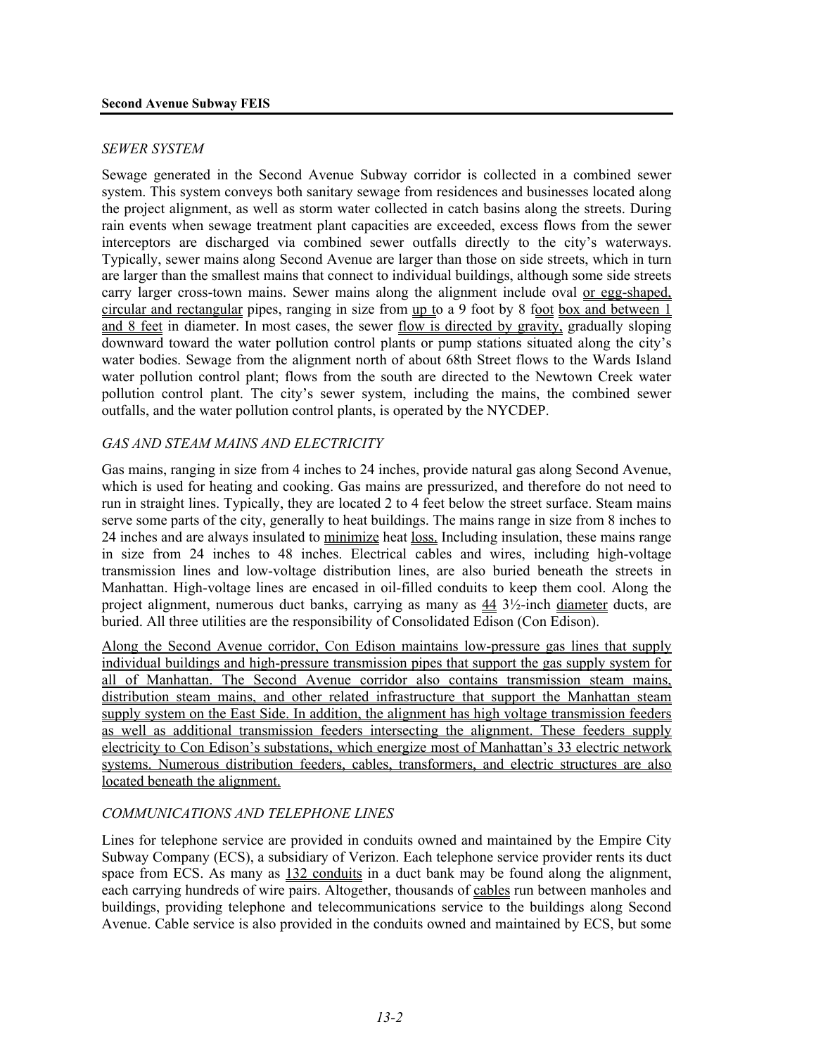*SEWER SYSTEM*

Sewage generated in the Second Avenue Subway corridor is collected in a combined sewer system. This system conveys both sanitary sewage from residences and businesses located along the project alignment, as well as storm water collected in catch basins along the streets. During rain events when sewage treatment plant capacities are exceeded, excess flows from the sewer interceptors are discharged via combined sewer outfalls directly to the city's waterways. Typically, sewer mains along Second Avenue are larger than those on side streets, which in turn are larger than the smallest mains that connect to individual buildings, although some side streets carry larger cross-town mains. Sewer mains along the alignment include oval or egg-shaped, circular and rectangular pipes, ranging in size from up to a 9 foot by 8 foot box and between 1 and 8 feet in diameter. In most cases, the sewer flow is directed by gravity, gradually sloping downward toward the water pollution control plants or pump stations situated along the city's water bodies. Sewage from the alignment north of about 68th Street flows to the Wards Island water pollution control plant; flows from the south are directed to the Newtown Creek water pollution control plant. The city's sewer system, including the mains, the combined sewer outfalls, and the water pollution control plants, is operated by the NYCDEP.

*GAS AND STEAM MAINS AND ELECTRICITY*

Gas mains, ranging in size from 4 inches to 24 inches, provide natural gas along Second Avenue, which is used for heating and cooking. Gas mains are pressurized, and therefore do not need to run in straight lines. Typically, they are located 2 to 4 feet below the street surface. Steam mains serve some parts of the city, generally to heat buildings. The mains range in size from 8 inches to 24 inches and are always insulated to minimize heat loss. Including insulation, these mains range in size from 24 inches to 48 inches. Electrical cables and wires, including high-voltage transmission lines and low-voltage distribution lines, are also buried beneath the streets in Manhattan. High-voltage lines are encased in oil-filled conduits to keep them cool. Along the project alignment, numerous duct banks, carrying as many as 44 3½-inch diameter ducts, are buried. All three utilities are the responsibility of Consolidated Edison (Con Edison).

Along the Second Avenue corridor, Con Edison maintains low-pressure gas lines that supply individual buildings and high-pressure transmission pipes that support the gas supply system for all of Manhattan. The Second Avenue corridor also contains transmission steam mains, distribution steam mains, and other related infrastructure that support the Manhattan steam supply system on the East Side. In addition, the alignment has high voltage transmission feeders as well as additional transmission feeders intersecting the alignment. These feeders supply electricity to Con Edison's substations, which energize most of Manhattan's 33 electric network systems. Numerous distribution feeders, cables, transformers, and electric structures are also located beneath the alignment.

*COMMUNICATIONS AND TELEPHONE LINES*

Lines for telephone service are provided in conduits owned and maintained by the Empire City Subway Company (ECS), a subsidiary of Verizon. Each telephone service provider rents its duct space from ECS. As many as 132 conduits in a duct bank may be found along the alignment, each carrying hundreds of wire pairs. Altogether, thousands of cables run between manholes and buildings, providing telephone and telecommunications service to the buildings along Second Avenue. Cable service is also provided in the conduits owned and maintained by ECS, but some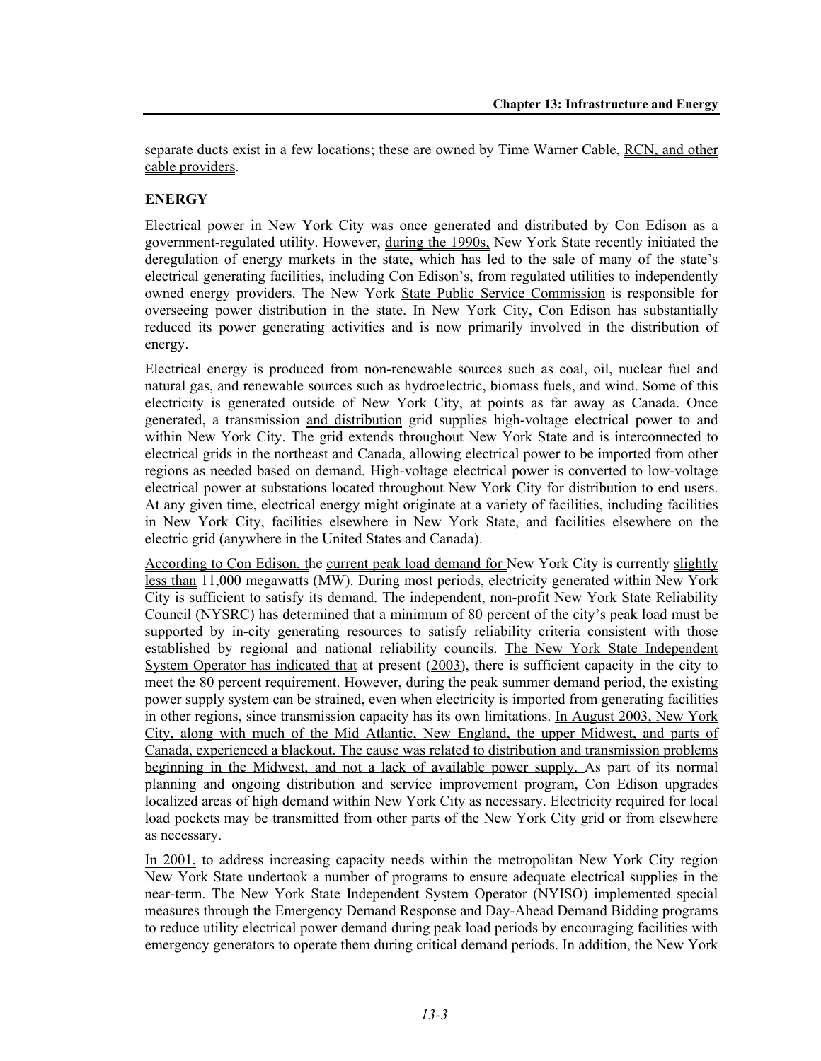separate ducts exist in a few locations; these are owned by Time Warner Cable, RCN, and other cable providers.

## ENERGY

Electrical power in New York City was once generated and distributed by Con Edison as a government-regulated utility. However, during the 1990s, New York State recently initiated the deregulation of energy markets in the state, which has led to the sale of many of the state's electrical generating facilities, including Con Edison's, from regulated utilities to independently owned energy providers. The New York State Public Service Commission is responsible for overseeing power distribution in the state. In New York City, Con Edison has substantially reduced its power generating activities and is now primarily involved in the distribution of energy.

Electrical energy is produced from non-renewable sources such as coal, oil, nuclear fuel and natural gas, and renewable sources such as hydroelectric, biomass fuels, and wind. Some of this electricity is generated outside of New York City, at points as far away as Canada. Once generated, a transmission and distribution grid supplies high-voltage electrical power to and within New York City. The grid extends throughout New York State and is interconnected to electrical grids in the northeast and Canada, allowing electrical power to be imported from other regions as needed based on demand. High-voltage electrical power is converted to low-voltage electrical power at substations located throughout New York City for distribution to end users. At any given time, electrical energy might originate at a variety of facilities, including facilities in New York City, facilities elsewhere in New York State, and facilities elsewhere on the electric grid (anywhere in the United States and Canada).

According to Con Edison, the current peak load demand for New York City is currently slightly less than 11,000 megawatts (MW). During most periods, electricity generated within New York City is sufficient to satisfy its demand. The independent, non-profit New York State Reliability Council (NYSRC) has determined that a minimum of 80 percent of the city's peak load must be supported by in-city generating resources to satisfy reliability criteria consistent with those established by regional and national reliability councils. The New York State Independent System Operator has indicated that at present (2003), there is sufficient capacity in the city to meet the 80 percent requirement. However, during the peak summer demand period, the existing power supply system can be strained, even when electricity is imported from generating facilities in other regions, since transmission capacity has its own limitations. In August 2003, New York City, along with much of the Mid Atlantic, New England, the upper Midwest, and parts of Canada, experienced a blackout. The cause was related to distribution and transmission problems beginning in the Midwest, and not a lack of available power supply. As part of its normal planning and ongoing distribution and service improvement program, Con Edison upgrades localized areas of high demand within New York City as necessary. Electricity required for local load pockets may be transmitted from other parts of the New York City grid or from elsewhere as necessary.

In 2001, to address increasing capacity needs within the metropolitan New York City region New York State undertook a number of programs to ensure adequate electrical supplies in the near-term. The New York State Independent System Operator (NYISO) implemented special measures through the Emergency Demand Response and Day-Ahead Demand Bidding programs to reduce utility electrical power demand during peak load periods by encouraging facilities with emergency generators to operate them during critical demand periods. In addition, the New York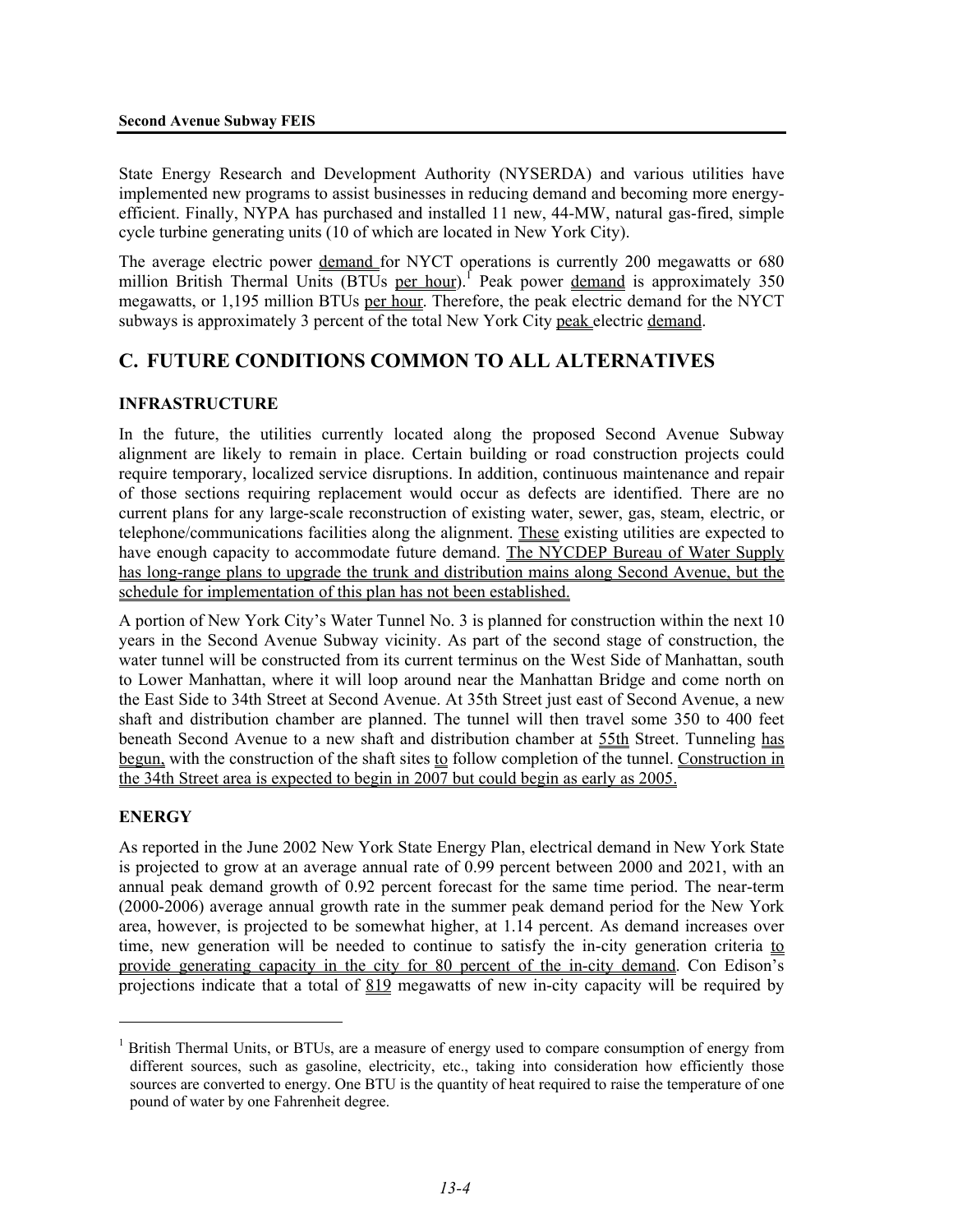State Energy Research and Development Authority (NYSERDA) and various utilities have implemented new programs to assist businesses in reducing demand and becoming more energy-efficient. Finally, NYPA has purchased and installed 11 new, 44-MW, natural gas-fired, simple cycle turbine generating units (10 of which are located in New York City).

The average electric power demand for NYCT operations is currently 200 megawatts or 680 million British Thermal Units (BTUs per hour).[1] Peak power demand is approximately 350 megawatts, or 1,195 million BTUs per hour. Therefore, the peak electric demand for the NYCT subways is approximately 3 percent of the total New York City peak electric demand.

## C. FUTURE CONDITIONS COMMON TO ALL ALTERNATIVES

### INFRASTRUCTURE

In the future, the utilities currently located along the proposed Second Avenue Subway alignment are likely to remain in place. Certain building or road construction projects could require temporary, localized service disruptions. In addition, continuous maintenance and repair of those sections requiring replacement would occur as defects are identified. There are no current plans for any large-scale reconstruction of existing water, sewer, gas, steam, electric, or telephone/communications facilities along the alignment. These existing utilities are expected to have enough capacity to accommodate future demand. The NYCDEP Bureau of Water Supply has long-range plans to upgrade the trunk and distribution mains along Second Avenue, but the schedule for implementation of this plan has not been established.

A portion of New York City's Water Tunnel No. 3 is planned for construction within the next 10 years in the Second Avenue Subway vicinity. As part of the second stage of construction, the water tunnel will be constructed from its current terminus on the West Side of Manhattan, south to Lower Manhattan, where it will loop around near the Manhattan Bridge and come north on the East Side to 34th Street at Second Avenue. At 35th Street just east of Second Avenue, a new shaft and distribution chamber are planned. The tunnel will then travel some 350 to 400 feet beneath Second Avenue to a new shaft and distribution chamber at 55th Street. Tunneling has begun, with the construction of the shaft sites to follow completion of the tunnel. Construction in the 34th Street area is expected to begin in 2007 but could begin as early as 2005.

### ENERGY

As reported in the June 2002 New York State Energy Plan, electrical demand in New York State is projected to grow at an average annual rate of 0.99 percent between 2000 and 2021, with an annual peak demand growth of 0.92 percent forecast for the same time period. The near-term (2000-2006) average annual growth rate in the summer peak demand period for the New York area, however, is projected to be somewhat higher, at 1.14 percent. As demand increases over time, new generation will be needed to continue to satisfy the in-city generation criteria to provide generating capacity in the city for 80 percent of the in-city demand. Con Edison's projections indicate that a total of 819 megawatts of new in-city capacity will be required by

[1] British Thermal Units, or BTUs, are a measure of energy used to compare consumption of energy from different sources, such as gasoline, electricity, etc., taking into consideration how efficiently those sources are converted to energy. One BTU is the quantity of heat required to raise the temperature of one pound of water by one Fahrenheit degree.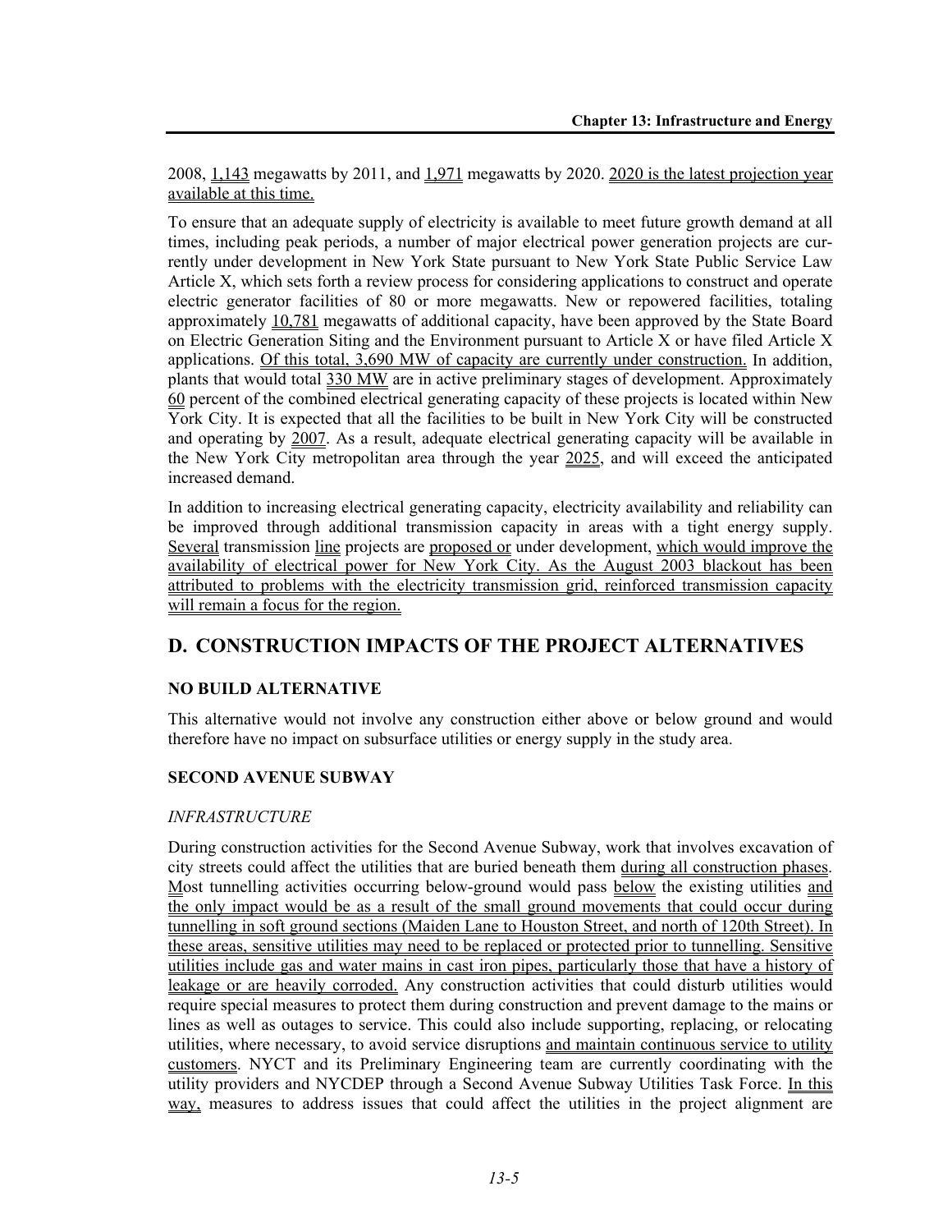2008, 1,143 megawatts by 2011, and 1,971 megawatts by 2020. 2020 is the latest projection year available at this time.

To ensure that an adequate supply of electricity is available to meet future growth demand at all times, including peak periods, a number of major electrical power generation projects are currently under development in New York State pursuant to New York State Public Service Law Article X, which sets forth a review process for considering applications to construct and operate electric generator facilities of 80 or more megawatts. New or repowered facilities, totaling approximately 10,781 megawatts of additional capacity, have been approved by the State Board on Electric Generation Siting and the Environment pursuant to Article X or have filed Article X applications. Of this total, 3,690 MW of capacity are currently under construction. In addition, plants that would total 330 MW are in active preliminary stages of development. Approximately 60 percent of the combined electrical generating capacity of these projects is located within New York City. It is expected that all the facilities to be built in New York City will be constructed and operating by 2007. As a result, adequate electrical generating capacity will be available in the New York City metropolitan area through the year 2025, and will exceed the anticipated increased demand.

In addition to increasing electrical generating capacity, electricity availability and reliability can be improved through additional transmission capacity in areas with a tight energy supply. Several transmission line projects are proposed or under development, which would improve the availability of electrical power for New York City. As the August 2003 blackout has been attributed to problems with the electricity transmission grid, reinforced transmission capacity will remain a focus for the region.

## D. CONSTRUCTION IMPACTS OF THE PROJECT ALTERNATIVES

### NO BUILD ALTERNATIVE

This alternative would not involve any construction either above or below ground and would therefore have no impact on subsurface utilities or energy supply in the study area.

### SECOND AVENUE SUBWAY

*INFRASTRUCTURE*

During construction activities for the Second Avenue Subway, work that involves excavation of city streets could affect the utilities that are buried beneath them during all construction phases. Most tunnelling activities occurring below-ground would pass below the existing utilities and the only impact would be as a result of the small ground movements that could occur during tunnelling in soft ground sections (Maiden Lane to Houston Street, and north of 120th Street). In these areas, sensitive utilities may need to be replaced or protected prior to tunnelling. Sensitive utilities include gas and water mains in cast iron pipes, particularly those that have a history of leakage or are heavily corroded. Any construction activities that could disturb utilities would require special measures to protect them during construction and prevent damage to the mains or lines as well as outages to service. This could also include supporting, replacing, or relocating utilities, where necessary, to avoid service disruptions and maintain continuous service to utility customers. NYCT and its Preliminary Engineering team are currently coordinating with the utility providers and NYCDEP through a Second Avenue Subway Utilities Task Force. In this way, measures to address issues that could affect the utilities in the project alignment are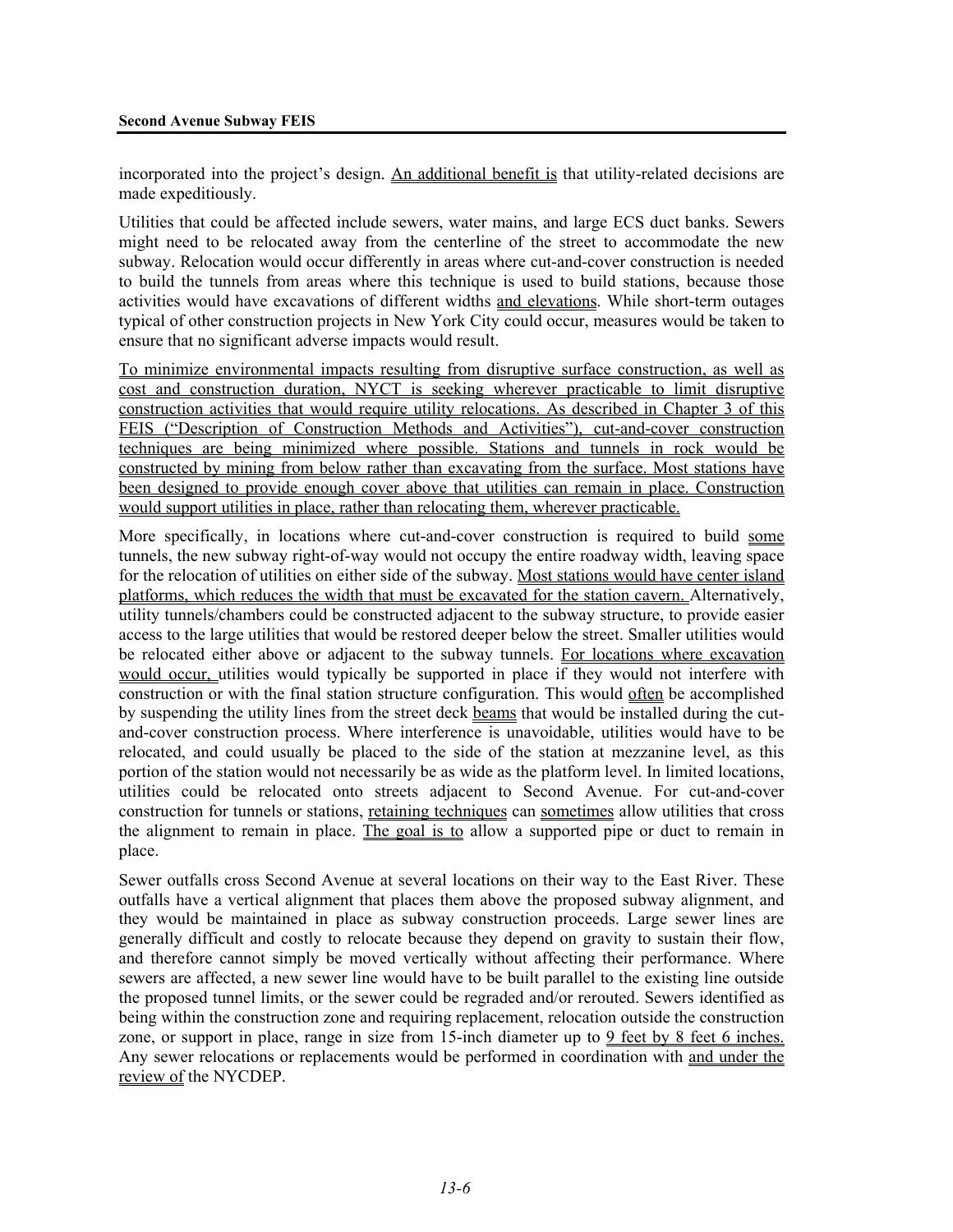incorporated into the project's design. An additional benefit is that utility-related decisions are made expeditiously.

Utilities that could be affected include sewers, water mains, and large ECS duct banks. Sewers might need to be relocated away from the centerline of the street to accommodate the new subway. Relocation would occur differently in areas where cut-and-cover construction is needed to build the tunnels from areas where this technique is used to build stations, because those activities would have excavations of different widths and elevations. While short-term outages typical of other construction projects in New York City could occur, measures would be taken to ensure that no significant adverse impacts would result.

To minimize environmental impacts resulting from disruptive surface construction, as well as cost and construction duration, NYCT is seeking wherever practicable to limit disruptive construction activities that would require utility relocations. As described in Chapter 3 of this FEIS ("Description of Construction Methods and Activities"), cut-and-cover construction techniques are being minimized where possible. Stations and tunnels in rock would be constructed by mining from below rather than excavating from the surface. Most stations have been designed to provide enough cover above that utilities can remain in place. Construction would support utilities in place, rather than relocating them, wherever practicable.

More specifically, in locations where cut-and-cover construction is required to build some tunnels, the new subway right-of-way would not occupy the entire roadway width, leaving space for the relocation of utilities on either side of the subway. Most stations would have center island platforms, which reduces the width that must be excavated for the station cavern. Alternatively, utility tunnels/chambers could be constructed adjacent to the subway structure, to provide easier access to the large utilities that would be restored deeper below the street. Smaller utilities would be relocated either above or adjacent to the subway tunnels. For locations where excavation would occur, utilities would typically be supported in place if they would not interfere with construction or with the final station structure configuration. This would often be accomplished by suspending the utility lines from the street deck beams that would be installed during the cut-and-cover construction process. Where interference is unavoidable, utilities would have to be relocated, and could usually be placed to the side of the station at mezzanine level, as this portion of the station would not necessarily be as wide as the platform level. In limited locations, utilities could be relocated onto streets adjacent to Second Avenue. For cut-and-cover construction for tunnels or stations, retaining techniques can sometimes allow utilities that cross the alignment to remain in place. The goal is to allow a supported pipe or duct to remain in place.

Sewer outfalls cross Second Avenue at several locations on their way to the East River. These outfalls have a vertical alignment that places them above the proposed subway alignment, and they would be maintained in place as subway construction proceeds. Large sewer lines are generally difficult and costly to relocate because they depend on gravity to sustain their flow, and therefore cannot simply be moved vertically without affecting their performance. Where sewers are affected, a new sewer line would have to be built parallel to the existing line outside the proposed tunnel limits, or the sewer could be regraded and/or rerouted. Sewers identified as being within the construction zone and requiring replacement, relocation outside the construction zone, or support in place, range in size from 15-inch diameter up to 9 feet by 8 feet 6 inches. Any sewer relocations or replacements would be performed in coordination with and under the review of the NYCDEP.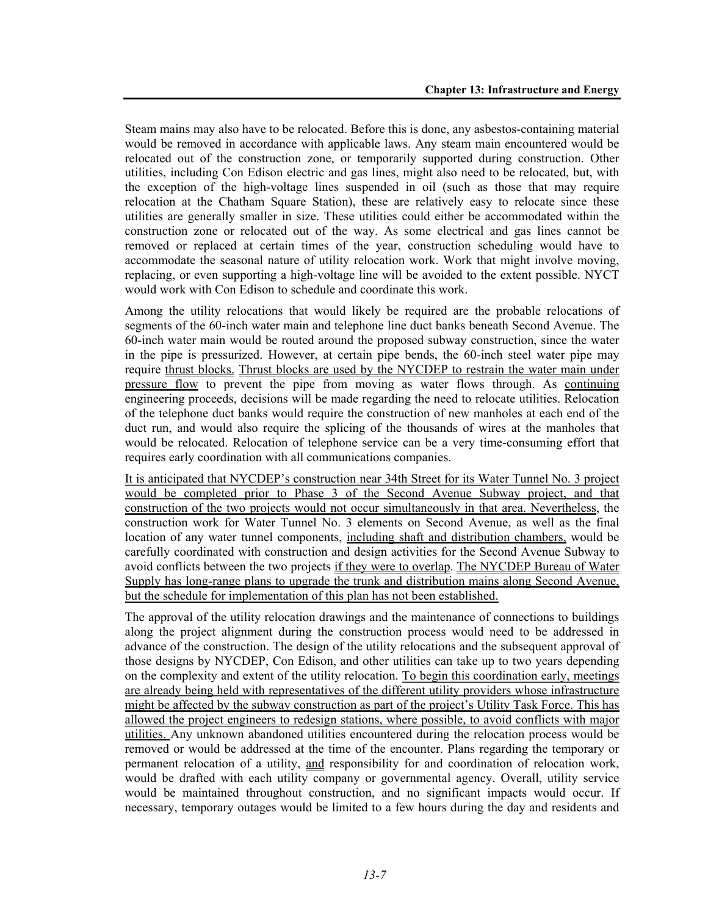Steam mains may also have to be relocated. Before this is done, any asbestos-containing material would be removed in accordance with applicable laws. Any steam main encountered would be relocated out of the construction zone, or temporarily supported during construction. Other utilities, including Con Edison electric and gas lines, might also need to be relocated, but, with the exception of the high-voltage lines suspended in oil (such as those that may require relocation at the Chatham Square Station), these are relatively easy to relocate since these utilities are generally smaller in size. These utilities could either be accommodated within the construction zone or relocated out of the way. As some electrical and gas lines cannot be removed or replaced at certain times of the year, construction scheduling would have to accommodate the seasonal nature of utility relocation work. Work that might involve moving, replacing, or even supporting a high-voltage line will be avoided to the extent possible. NYCT would work with Con Edison to schedule and coordinate this work.

Among the utility relocations that would likely be required are the probable relocations of segments of the 60-inch water main and telephone line duct banks beneath Second Avenue. The 60-inch water main would be routed around the proposed subway construction, since the water in the pipe is pressurized. However, at certain pipe bends, the 60-inch steel water pipe may require thrust blocks. Thrust blocks are used by the NYCDEP to restrain the water main under pressure flow to prevent the pipe from moving as water flows through. As continuing engineering proceeds, decisions will be made regarding the need to relocate utilities. Relocation of the telephone duct banks would require the construction of new manholes at each end of the duct run, and would also require the splicing of the thousands of wires at the manholes that would be relocated. Relocation of telephone service can be a very time-consuming effort that requires early coordination with all communications companies.

It is anticipated that NYCDEP's construction near 34th Street for its Water Tunnel No. 3 project would be completed prior to Phase 3 of the Second Avenue Subway project, and that construction of the two projects would not occur simultaneously in that area. Nevertheless, the construction work for Water Tunnel No. 3 elements on Second Avenue, as well as the final location of any water tunnel components, including shaft and distribution chambers, would be carefully coordinated with construction and design activities for the Second Avenue Subway to avoid conflicts between the two projects if they were to overlap. The NYCDEP Bureau of Water Supply has long-range plans to upgrade the trunk and distribution mains along Second Avenue, but the schedule for implementation of this plan has not been established.

The approval of the utility relocation drawings and the maintenance of connections to buildings along the project alignment during the construction process would need to be addressed in advance of the construction. The design of the utility relocations and the subsequent approval of those designs by NYCDEP, Con Edison, and other utilities can take up to two years depending on the complexity and extent of the utility relocation. To begin this coordination early, meetings are already being held with representatives of the different utility providers whose infrastructure might be affected by the subway construction as part of the project's Utility Task Force. This has allowed the project engineers to redesign stations, where possible, to avoid conflicts with major utilities. Any unknown abandoned utilities encountered during the relocation process would be removed or would be addressed at the time of the encounter. Plans regarding the temporary or permanent relocation of a utility, and responsibility for and coordination of relocation work, would be drafted with each utility company or governmental agency. Overall, utility service would be maintained throughout construction, and no significant impacts would occur. If necessary, temporary outages would be limited to a few hours during the day and residents and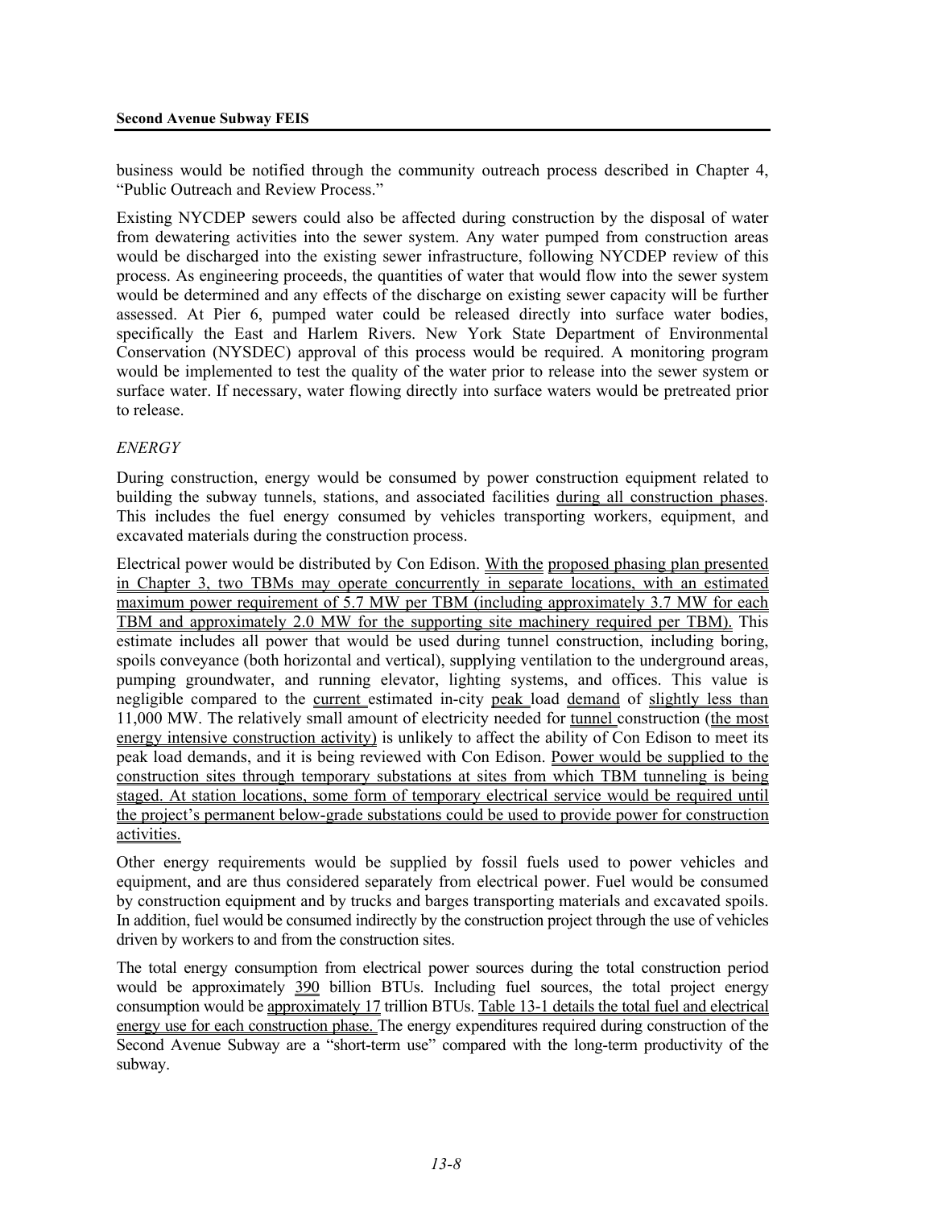business would be notified through the community outreach process described in Chapter 4, "Public Outreach and Review Process."

Existing NYCDEP sewers could also be affected during construction by the disposal of water from dewatering activities into the sewer system. Any water pumped from construction areas would be discharged into the existing sewer infrastructure, following NYCDEP review of this process. As engineering proceeds, the quantities of water that would flow into the sewer system would be determined and any effects of the discharge on existing sewer capacity will be further assessed. At Pier 6, pumped water could be released directly into surface water bodies, specifically the East and Harlem Rivers. New York State Department of Environmental Conservation (NYSDEC) approval of this process would be required. A monitoring program would be implemented to test the quality of the water prior to release into the sewer system or surface water. If necessary, water flowing directly into surface waters would be pretreated prior to release.

*ENERGY*

During construction, energy would be consumed by power construction equipment related to building the subway tunnels, stations, and associated facilities during all construction phases. This includes the fuel energy consumed by vehicles transporting workers, equipment, and excavated materials during the construction process.

Electrical power would be distributed by Con Edison. With the proposed phasing plan presented in Chapter 3, two TBMs may operate concurrently in separate locations, with an estimated maximum power requirement of 5.7 MW per TBM (including approximately 3.7 MW for each TBM and approximately 2.0 MW for the supporting site machinery required per TBM). This estimate includes all power that would be used during tunnel construction, including boring, spoils conveyance (both horizontal and vertical), supplying ventilation to the underground areas, pumping groundwater, and running elevator, lighting systems, and offices. This value is negligible compared to the current estimated in-city peak load demand of slightly less than 11,000 MW. The relatively small amount of electricity needed for tunnel construction (the most energy intensive construction activity) is unlikely to affect the ability of Con Edison to meet its peak load demands, and it is being reviewed with Con Edison. Power would be supplied to the construction sites through temporary substations at sites from which TBM tunneling is being staged. At station locations, some form of temporary electrical service would be required until the project's permanent below-grade substations could be used to provide power for construction activities.

Other energy requirements would be supplied by fossil fuels used to power vehicles and equipment, and are thus considered separately from electrical power. Fuel would be consumed by construction equipment and by trucks and barges transporting materials and excavated spoils. In addition, fuel would be consumed indirectly by the construction project through the use of vehicles driven by workers to and from the construction sites.

The total energy consumption from electrical power sources during the total construction period would be approximately 390 billion BTUs. Including fuel sources, the total project energy consumption would be approximately 17 trillion BTUs. Table 13-1 details the total fuel and electrical energy use for each construction phase. The energy expenditures required during construction of the Second Avenue Subway are a "short-term use" compared with the long-term productivity of the subway.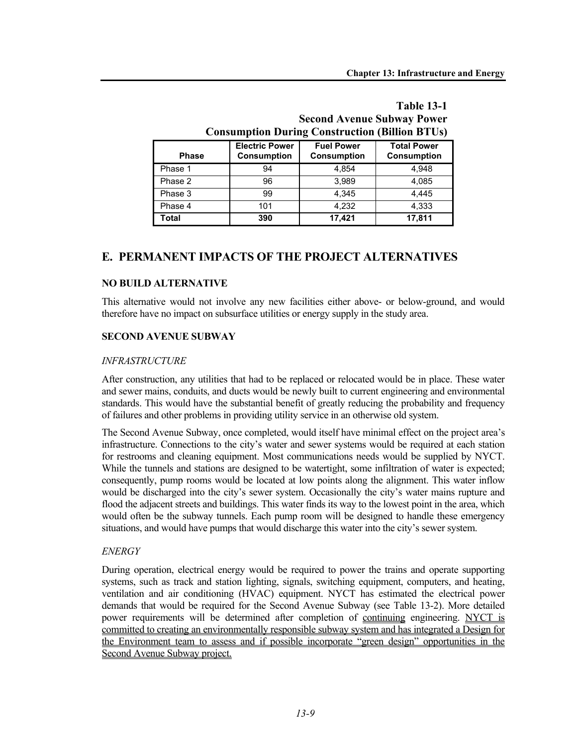**Table 13-1**
**Second Avenue Subway Power Consumption During Construction (Billion BTUs)**

| Phase | Electric Power Consumption | Fuel Power Consumption | Total Power Consumption |
|---|---|---|---|
| Phase 1 | 94 | 4,854 | 4,948 |
| Phase 2 | 96 | 3,989 | 4,085 |
| Phase 3 | 99 | 4,345 | 4,445 |
| Phase 4 | 101 | 4,232 | 4,333 |
| **Total** | **390** | **17,421** | **17,811** |

## E. PERMANENT IMPACTS OF THE PROJECT ALTERNATIVES

### NO BUILD ALTERNATIVE

This alternative would not involve any new facilities either above- or below-ground, and would therefore have no impact on subsurface utilities or energy supply in the study area.

### SECOND AVENUE SUBWAY

*INFRASTRUCTURE*

After construction, any utilities that had to be replaced or relocated would be in place. These water and sewer mains, conduits, and ducts would be newly built to current engineering and environmental standards. This would have the substantial benefit of greatly reducing the probability and frequency of failures and other problems in providing utility service in an otherwise old system.

The Second Avenue Subway, once completed, would itself have minimal effect on the project area's infrastructure. Connections to the city's water and sewer systems would be required at each station for restrooms and cleaning equipment. Most communications needs would be supplied by NYCT. While the tunnels and stations are designed to be watertight, some infiltration of water is expected; consequently, pump rooms would be located at low points along the alignment. This water inflow would be discharged into the city's sewer system. Occasionally the city's water mains rupture and flood the adjacent streets and buildings. This water finds its way to the lowest point in the area, which would often be the subway tunnels. Each pump room will be designed to handle these emergency situations, and would have pumps that would discharge this water into the city's sewer system.

*ENERGY*

During operation, electrical energy would be required to power the trains and operate supporting systems, such as track and station lighting, signals, switching equipment, computers, and heating, ventilation and air conditioning (HVAC) equipment. NYCT has estimated the electrical power demands that would be required for the Second Avenue Subway (see Table 13-2). More detailed power requirements will be determined after completion of continuing engineering. NYCT is committed to creating an environmentally responsible subway system and has integrated a Design for the Environment team to assess and if possible incorporate "green design" opportunities in the Second Avenue Subway project.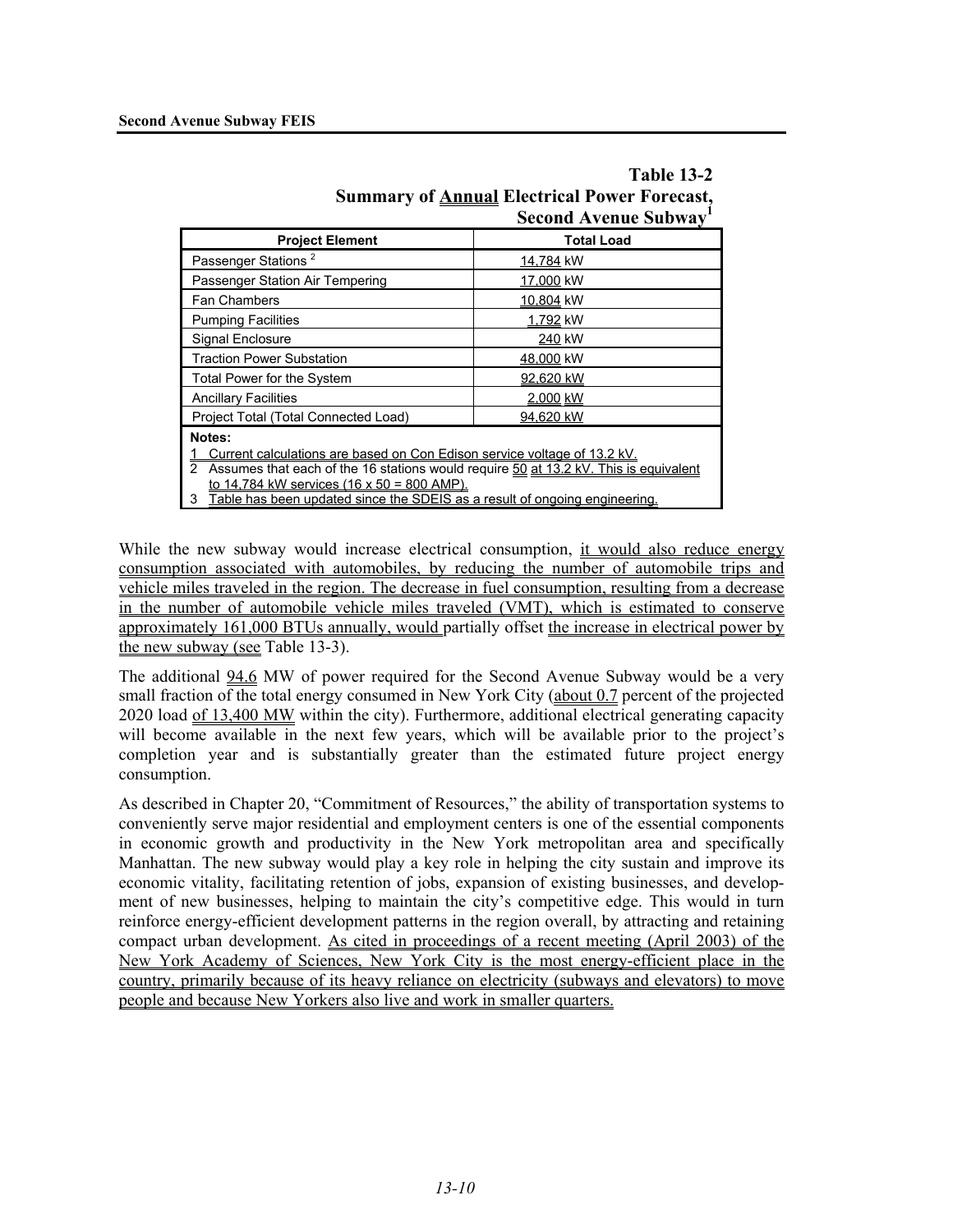**Table 13-2**
**Summary of Annual Electrical Power Forecast, Second Avenue Subway**[1]

| Project Element | Total Load |
|---|---|
| Passenger Stations [2] | 14,784 kW |
| Passenger Station Air Tempering | 17,000 kW |
| Fan Chambers | 10,804 kW |
| Pumping Facilities | 1,792 kW |
| Signal Enclosure | 240 kW |
| Traction Power Substation | 48,000 kW |
| Total Power for the System | 92,620 kW |
| Ancillary Facilities | 2,000 kW |
| Project Total (Total Connected Load) | 94,620 kW |

**Notes:**
1 Current calculations are based on Con Edison service voltage of 13.2 kV.
2 Assumes that each of the 16 stations would require 50 at 13.2 kV. This is equivalent to 14,784 kW services (16 x 50 = 800 AMP).
3 Table has been updated since the SDEIS as a result of ongoing engineering.

While the new subway would increase electrical consumption, it would also reduce energy consumption associated with automobiles, by reducing the number of automobile trips and vehicle miles traveled in the region. The decrease in fuel consumption, resulting from a decrease in the number of automobile vehicle miles traveled (VMT), which is estimated to conserve approximately 161,000 BTUs annually, would partially offset the increase in electrical power by the new subway (see Table 13-3).

The additional 94.6 MW of power required for the Second Avenue Subway would be a very small fraction of the total energy consumed in New York City (about 0.7 percent of the projected 2020 load of 13,400 MW within the city). Furthermore, additional electrical generating capacity will become available in the next few years, which will be available prior to the project's completion year and is substantially greater than the estimated future project energy consumption.

As described in Chapter 20, "Commitment of Resources," the ability of transportation systems to conveniently serve major residential and employment centers is one of the essential components in economic growth and productivity in the New York metropolitan area and specifically Manhattan. The new subway would play a key role in helping the city sustain and improve its economic vitality, facilitating retention of jobs, expansion of existing businesses, and development of new businesses, helping to maintain the city's competitive edge. This would in turn reinforce energy-efficient development patterns in the region overall, by attracting and retaining compact urban development. As cited in proceedings of a recent meeting (April 2003) of the New York Academy of Sciences, New York City is the most energy-efficient place in the country, primarily because of its heavy reliance on electricity (subways and elevators) to move people and because New Yorkers also live and work in smaller quarters.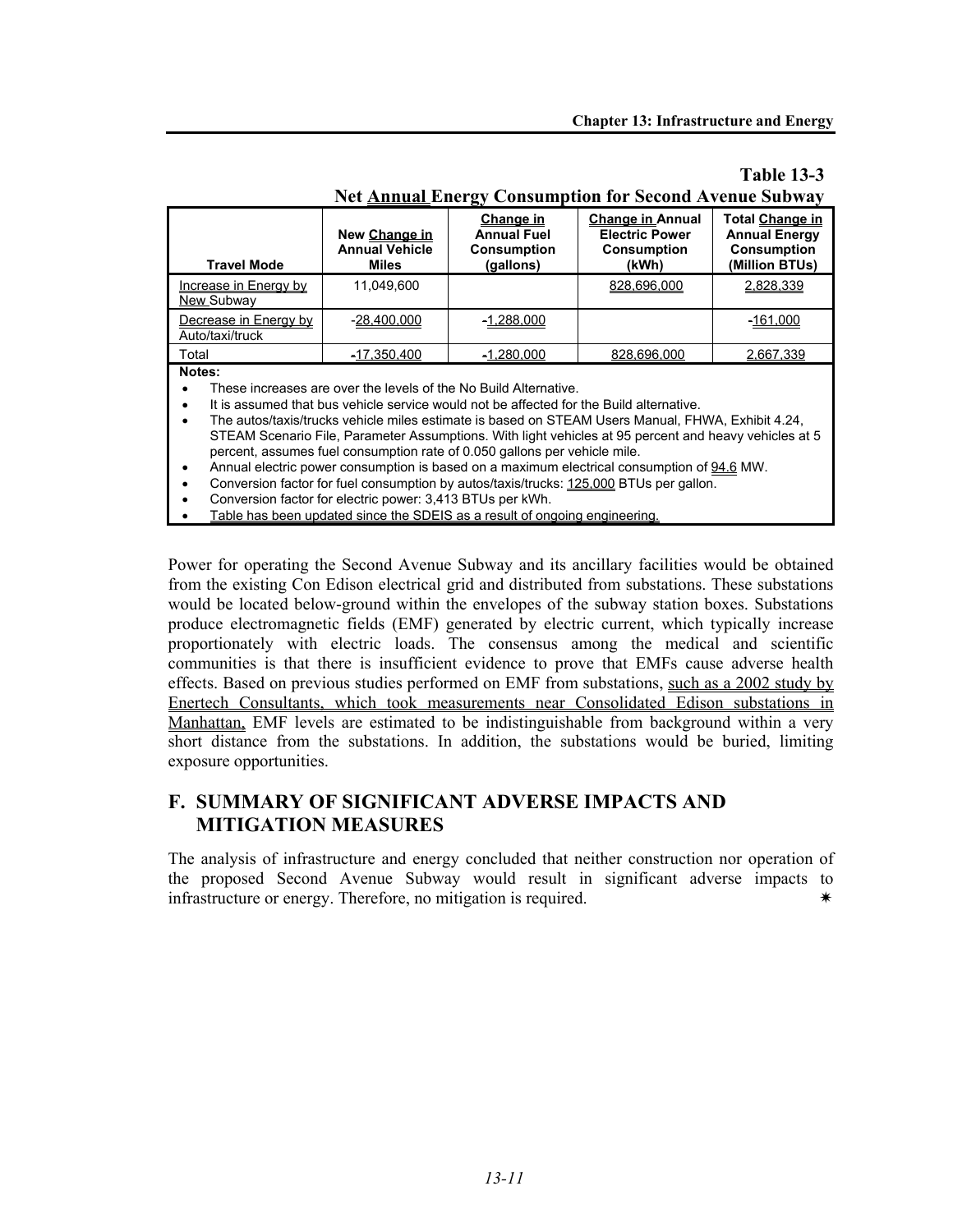**Table 13-3**
**Net Annual Energy Consumption for Second Avenue Subway**

| Travel Mode | New Change in Annual Vehicle Miles | Change in Annual Fuel Consumption (gallons) | Change in Annual Electric Power Consumption (kWh) | Total Change in Annual Energy Consumption (Million BTUs) |
|---|---|---|---|---|
| Increase in Energy by New Subway | 11,049,600 | | 828,696,000 | 2,828,339 |
| Decrease in Energy by Auto/taxi/truck | -28,400,000 | -1,288,000 | | -161,000 |
| Total | -17,350,400 | -1,280,000 | 828,696,000 | 2,667,339 |

**Notes:**

- These increases are over the levels of the No Build Alternative.
- It is assumed that bus vehicle service would not be affected for the Build alternative.
- The autos/taxis/trucks vehicle miles estimate is based on STEAM Users Manual, FHWA, Exhibit 4.24, STEAM Scenario File, Parameter Assumptions. With light vehicles at 95 percent and heavy vehicles at 5 percent, assumes fuel consumption rate of 0.050 gallons per vehicle mile.
- Annual electric power consumption is based on a maximum electrical consumption of 94.6 MW.
- Conversion factor for fuel consumption by autos/taxis/trucks: 125,000 BTUs per gallon.
- Conversion factor for electric power: 3,413 BTUs per kWh.
- Table has been updated since the SDEIS as a result of ongoing engineering.

Power for operating the Second Avenue Subway and its ancillary facilities would be obtained from the existing Con Edison electrical grid and distributed from substations. These substations would be located below-ground within the envelopes of the subway station boxes. Substations produce electromagnetic fields (EMF) generated by electric current, which typically increase proportionately with electric loads. The consensus among the medical and scientific communities is that there is insufficient evidence to prove that EMFs cause adverse health effects. Based on previous studies performed on EMF from substations, such as a 2002 study by Enertech Consultants, which took measurements near Consolidated Edison substations in Manhattan, EMF levels are estimated to be indistinguishable from background within a very short distance from the substations. In addition, the substations would be buried, limiting exposure opportunities.

## F. SUMMARY OF SIGNIFICANT ADVERSE IMPACTS AND MITIGATION MEASURES

The analysis of infrastructure and energy concluded that neither construction nor operation of the proposed Second Avenue Subway would result in significant adverse impacts to infrastructure or energy. Therefore, no mitigation is required. *